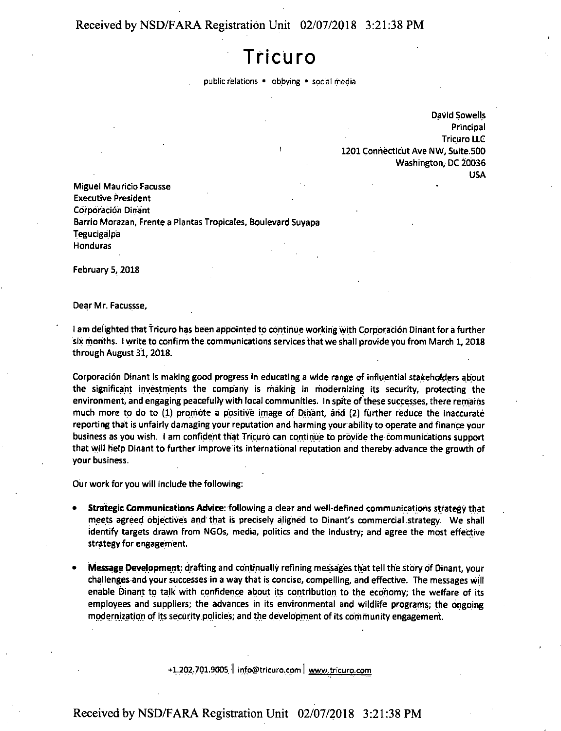# Tricuro

public relations • lobbying • social media

David Sowells
Principal
Tricuro LLC
1201 Connecticut Ave NW, Suite 500
Washington, DC 20036
USA

Miguel Mauricio Facusse
Executive President
Corporación Dinant
Barrio Morazan, Frente a Plantas Tropicales, Boulevard Suyapa
Tegucigalpa
Honduras

February 5, 2018

Dear Mr. Facussse,

I am delighted that Tricuro has been appointed to continue working with Corporación Dinant for a further six months. I write to confirm the communications services that we shall provide you from March 1, 2018 through August 31, 2018.

Corporación Dinant is making good progress in educating a wide range of influential stakeholders about the significant investments the company is making in modernizing its security, protecting the environment, and engaging peacefully with local communities. In spite of these successes, there remains much more to do to (1) promote a positive image of Dinant, and (2) further reduce the inaccurate reporting that is unfairly damaging your reputation and harming your ability to operate and finance your business as you wish. I am confident that Tricuro can continue to provide the communications support that will help Dinant to further improve its international reputation and thereby advance the growth of your business.

Our work for you will include the following:

- **Strategic Communications Advice:** following a clear and well-defined communications strategy that meets agreed objectives and that is precisely aligned to Dinant's commercial strategy. We shall identify targets drawn from NGOs, media, politics and the industry; and agree the most effective strategy for engagement.

- **Message Development:** drafting and continually refining messages that tell the story of Dinant, your challenges and your successes in a way that is concise, compelling, and effective. The messages will enable Dinant to talk with confidence about its contribution to the economy; the welfare of its employees and suppliers; the advances in its environmental and wildlife programs; the ongoing modernization of its security policies; and the development of its community engagement.

+1.202.701.9005 | info@tricuro.com | www.tricuro.com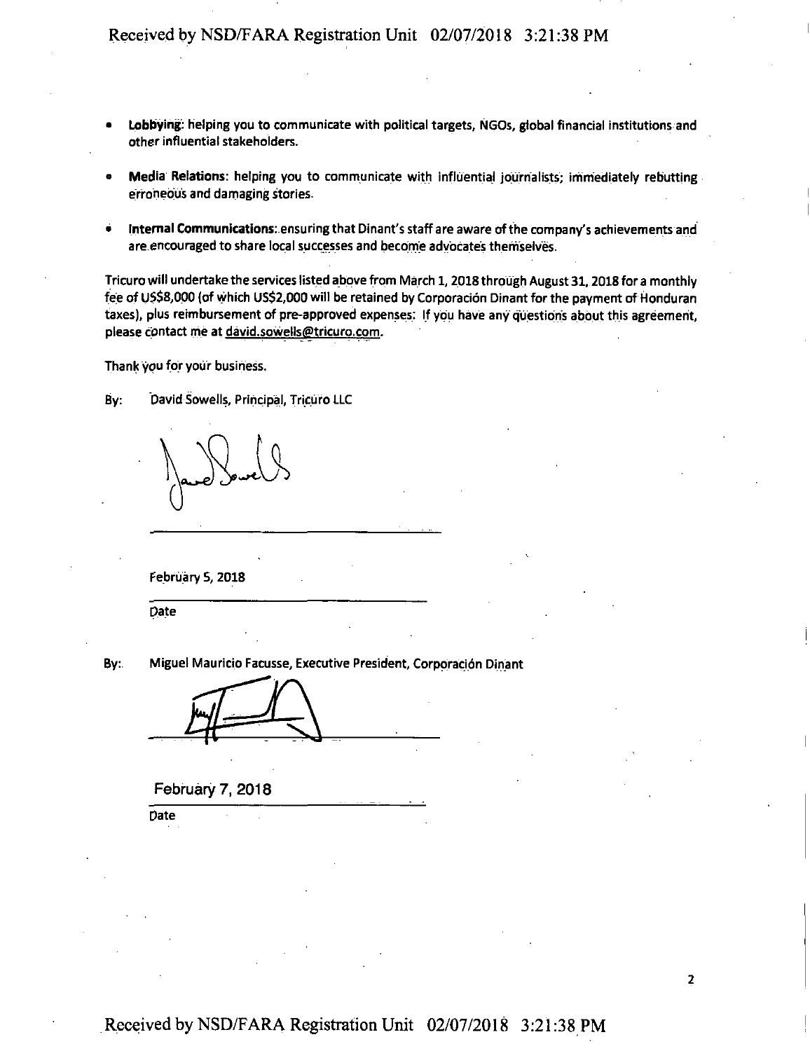- **Lobbying**: helping you to communicate with political targets, NGOs, global financial institutions and other influential stakeholders.
- **Media Relations**: helping you to communicate with influential journalists; immediately rebutting erroneous and damaging stories.
- **Internal Communications**: ensuring that Dinant's staff are aware of the company's achievements and are encouraged to share local successes and become advocates themselves.

Tricuro will undertake the services listed above from March 1, 2018 through August 31, 2018 for a monthly fee of US$8,000 (of which US$2,000 will be retained by Corporación Dinant for the payment of Honduran taxes), plus reimbursement of pre-approved expenses. If you have any questions about this agreement, please contact me at david.sowells@tricuro.com.

Thank you for your business.

By: David Sowells, Principal, Tricuro LLC

February 5, 2018

Date

By: Miguel Mauricio Facusse, Executive President, Corporación Dinant

February 7, 2018

Date